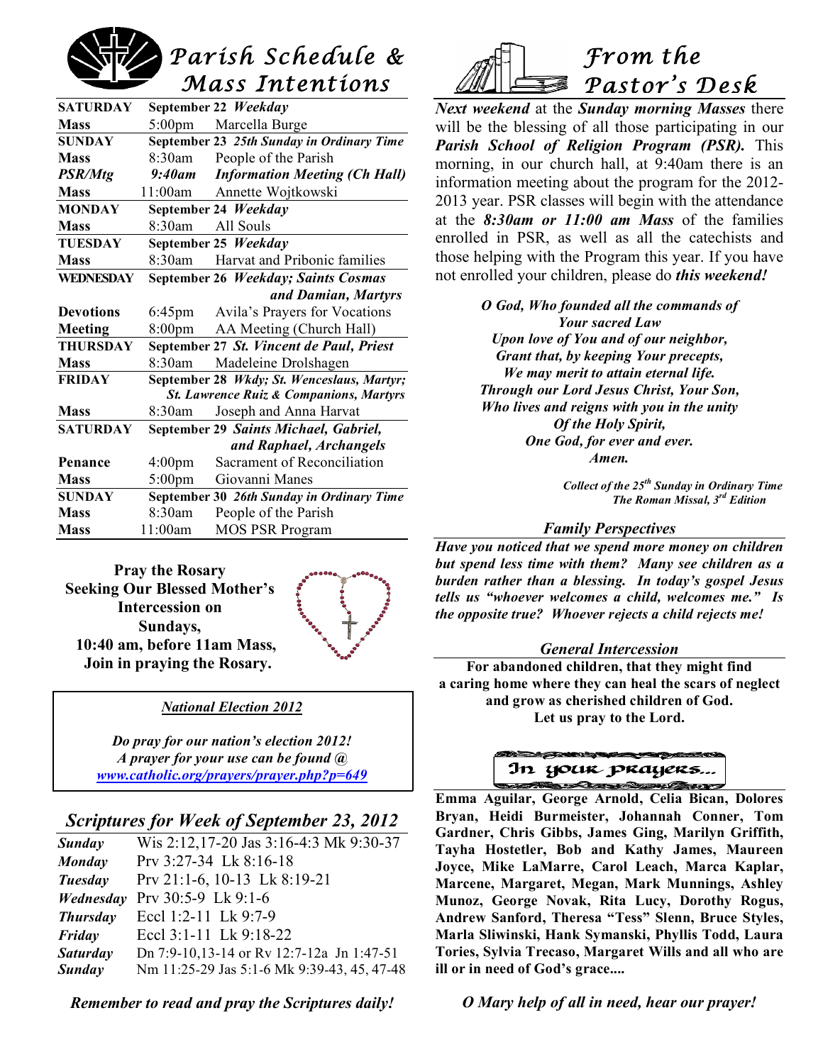# Parish Schedule & Mass Intentions

| | | |
|---|---|---|
| **SATURDAY** | **September 22** ***Weekday*** | |
| **Mass** | 5:00pm | Marcella Burge |
| **SUNDAY** | **September 23** ***25th Sunday in Ordinary Time*** | |
| **Mass** | 8:30am | People of the Parish |
| ***PSR/Mtg*** | ***9:40am*** | ***Information Meeting (Ch Hall)*** |
| **Mass** | 11:00am | Annette Wojtkowski |
| **MONDAY** | **September 24** ***Weekday*** | |
| **Mass** | 8:30am | All Souls |
| **TUESDAY** | **September 25** ***Weekday*** | |
| **Mass** | 8:30am | Harvat and Pribonic families |
| **WEDNESDAY** | **September 26** ***Weekday; Saints Cosmas and Damian, Martyrs*** | |
| **Devotions** | 6:45pm | Avila's Prayers for Vocations |
| **Meeting** | 8:00pm | AA Meeting (Church Hall) |
| **THURSDAY** | **September 27** ***St. Vincent de Paul, Priest*** | |
| **Mass** | 8:30am | Madeleine Drolshagen |
| **FRIDAY** | **September 28** ***Wkdy; St. Wenceslaus, Martyr; St. Lawrence Ruiz & Companions, Martyrs*** | |
| **Mass** | 8:30am | Joseph and Anna Harvat |
| **SATURDAY** | **September 29** ***Saints Michael, Gabriel, and Raphael, Archangels*** | |
| **Penance** | 4:00pm | Sacrament of Reconciliation |
| **Mass** | 5:00pm | Giovanni Manes |
| **SUNDAY** | **September 30** ***26th Sunday in Ordinary Time*** | |
| **Mass** | 8:30am | People of the Parish |
| **Mass** | 11:00am | MOS PSR Program |

**Pray the Rosary Seeking Our Blessed Mother's Intercession on Sundays, 10:40 am, before 11am Mass, Join in praying the Rosary.**

***National Election 2012***

***Do pray for our nation's election 2012! A prayer for your use can be found @ www.catholic.org/prayers/prayer.php?p=649***

## *Scriptures for Week of September 23, 2012*

| | |
|---|---|
| ***Sunday*** | Wis 2:12,17-20 Jas 3:16-4:3 Mk 9:30-37 |
| ***Monday*** | Prv 3:27-34 Lk 8:16-18 |
| ***Tuesday*** | Prv 21:1-6, 10-13 Lk 8:19-21 |
| ***Wednesday*** | Prv 30:5-9 Lk 9:1-6 |
| ***Thursday*** | Eccl 1:2-11 Lk 9:7-9 |
| ***Friday*** | Eccl 3:1-11 Lk 9:18-22 |
| ***Saturday*** | Dn 7:9-10,13-14 or Rv 12:7-12a Jn 1:47-51 |
| ***Sunday*** | Nm 11:25-29 Jas 5:1-6 Mk 9:39-43, 45, 47-48 |

***Remember to read and pray the Scriptures daily!***

# *From the Pastor's Desk*

***Next weekend*** at the ***Sunday morning Masses*** there will be the blessing of all those participating in our ***Parish School of Religion Program (PSR).*** This morning, in our church hall, at 9:40am there is an information meeting about the program for the 2012-2013 year. PSR classes will begin with the attendance at the ***8:30am or 11:00 am Mass*** of the families enrolled in PSR, as well as all the catechists and those helping with the Program this year. If you have not enrolled your children, please do ***this weekend!***

***O God, Who founded all the commands of Your sacred Law Upon love of You and of our neighbor, Grant that, by keeping Your precepts, We may merit to attain eternal life. Through our Lord Jesus Christ, Your Son, Who lives and reigns with you in the unity Of the Holy Spirit, One God, for ever and ever. Amen.***

***Collect of the 25th Sunday in Ordinary Time The Roman Missal, 3rd Edition***

### *Family Perspectives*

***Have you noticed that we spend more money on children but spend less time with them? Many see children as a burden rather than a blessing. In today's gospel Jesus tells us "whoever welcomes a child, welcomes me." Is the opposite true? Whoever rejects a child rejects me!***

### *General Intercession*

**For abandoned children, that they might find a caring home where they can heal the scars of neglect and grow as cherished children of God. Let us pray to the Lord.**

### In your prayers...

**Emma Aguilar, George Arnold, Celia Bican, Dolores Bryan, Heidi Burmeister, Johannah Conner, Tom Gardner, Chris Gibbs, James Ging, Marilyn Griffith, Tayha Hostetler, Bob and Kathy James, Maureen Joyce, Mike LaMarre, Carol Leach, Marca Kaplar, Marcene, Margaret, Megan, Mark Munnings, Ashley Munoz, George Novak, Rita Lucy, Dorothy Rogus, Andrew Sanford, Theresa "Tess" Slenn, Bruce Styles, Marla Sliwinski, Hank Symanski, Phyllis Todd, Laura Tories, Sylvia Trecaso, Margaret Wills and all who are ill or in need of God's grace....**

***O Mary help of all in need, hear our prayer!***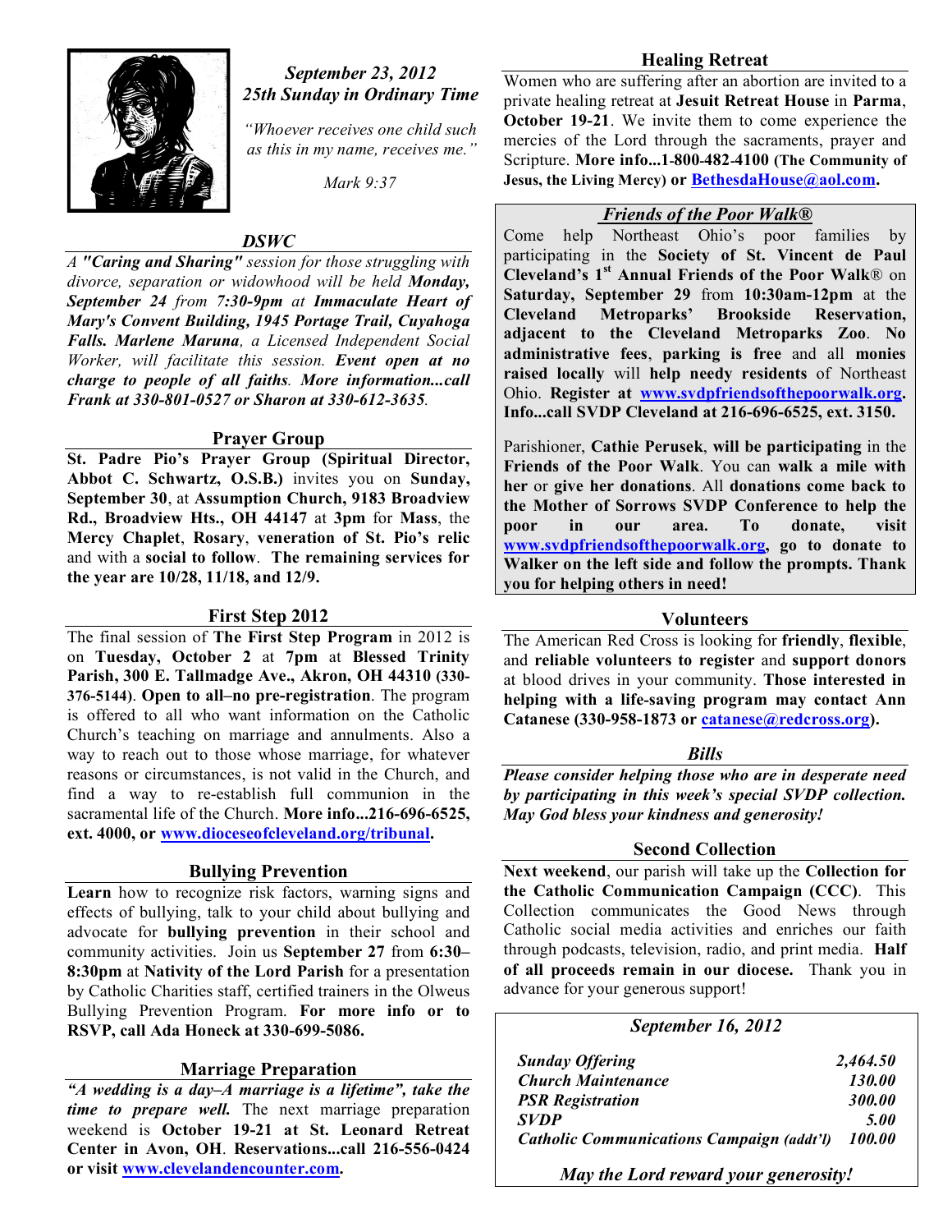*September 23, 2012*
*25th Sunday in Ordinary Time*

*"Whoever receives one child such as this in my name, receives me."*

*Mark 9:37*

## *DSWC*

*A **"Caring and Sharing"** session for those struggling with divorce, separation or widowhood will be held **Monday, September 24** from **7:30-9pm** at **Immaculate Heart of Mary's Convent Building, 1945 Portage Trail, Cuyahoga Falls. Marlene Maruna**, a Licensed Independent Social Worker, will facilitate this session. **Event open at no charge to people of all faiths**. **More information...call Frank at 330-801-0527 or Sharon at 330-612-3635**.*

## Prayer Group

**St. Padre Pio's Prayer Group (Spiritual Director, Abbot C. Schwartz, O.S.B.)** invites you on **Sunday, September 30**, at **Assumption Church, 9183 Broadview Rd., Broadview Hts., OH 44147** at **3pm** for **Mass**, the **Mercy Chaplet**, **Rosary**, **veneration of St. Pio's relic** and with a **social to follow**. **The remaining services for the year are 10/28, 11/18, and 12/9.**

## First Step 2012

The final session of **The First Step Program** in 2012 is on **Tuesday, October 2** at **7pm** at **Blessed Trinity Parish, 300 E. Tallmadge Ave., Akron, OH 44310 (330-376-5144)**. **Open to all–no pre-registration**. The program is offered to all who want information on the Catholic Church's teaching on marriage and annulments. Also a way to reach out to those whose marriage, for whatever reasons or circumstances, is not valid in the Church, and find a way to re-establish full communion in the sacramental life of the Church. **More info...216-696-6525, ext. 4000, or www.dioceseofcleveland.org/tribunal.**

## Bullying Prevention

**Learn** how to recognize risk factors, warning signs and effects of bullying, talk to your child about bullying and advocate for **bullying prevention** in their school and community activities. Join us **September 27** from **6:30–8:30pm** at **Nativity of the Lord Parish** for a presentation by Catholic Charities staff, certified trainers in the Olweus Bullying Prevention Program. **For more info or to RSVP, call Ada Honeck at 330-699-5086.**

## Marriage Preparation

***"A wedding is a day–A marriage is a lifetime", take the time to prepare well.*** The next marriage preparation weekend is **October 19-21 at St. Leonard Retreat Center in Avon, OH**. **Reservations...call 216-556-0424 or visit www.clevelandencounter.com.**

## Healing Retreat

Women who are suffering after an abortion are invited to a private healing retreat at **Jesuit Retreat House** in **Parma**, **October 19-21**. We invite them to come experience the mercies of the Lord through the sacraments, prayer and Scripture. **More info...1-800-482-4100 (The Community of Jesus, the Living Mercy) or BethesdaHouse@aol.com.**

## *Friends of the Poor Walk®*

Come help Northeast Ohio's poor families by participating in the **Society of St. Vincent de Paul Cleveland's 1st Annual Friends of the Poor Walk**® on **Saturday, September 29** from **10:30am-12pm** at the **Cleveland Metroparks' Brookside Reservation, adjacent to the Cleveland Metroparks Zoo**. **No administrative fees**, **parking is free** and all **monies raised locally** will **help needy residents** of Northeast Ohio. **Register at www.svdpfriendsofthepoorwalk.org. Info...call SVDP Cleveland at 216-696-6525, ext. 3150.**

Parishioner, **Cathie Perusek**, **will be participating** in the **Friends of the Poor Walk**. You can **walk a mile with her** or **give her donations**. All **donations come back to the Mother of Sorrows SVDP Conference to help the poor in our area. To donate, visit www.svdpfriendsofthepoorwalk.org, go to donate to Walker on the left side and follow the prompts. Thank you for helping others in need!**

## Volunteers

The American Red Cross is looking for **friendly**, **flexible**, and **reliable volunteers to register** and **support donors** at blood drives in your community. **Those interested in helping with a life-saving program may contact Ann Catanese (330-958-1873 or catanese@redcross.org).**

## *Bills*

***Please consider helping those who are in desperate need by participating in this week's special SVDP collection. May God bless your kindness and generosity!***

## Second Collection

**Next weekend**, our parish will take up the **Collection for the Catholic Communication Campaign (CCC)**. This Collection communicates the Good News through Catholic social media activities and enriches our faith through podcasts, television, radio, and print media. **Half of all proceeds remain in our diocese.** Thank you in advance for your generous support!

### *September 16, 2012*

| | |
|---|---|
| ***Sunday Offering*** | ***2,464.50*** |
| ***Church Maintenance*** | ***130.00*** |
| ***PSR Registration*** | ***300.00*** |
| ***SVDP*** | ***5.00*** |
| ***Catholic Communications Campaign (addt'l)*** | ***100.00*** |

***May the Lord reward your generosity!***